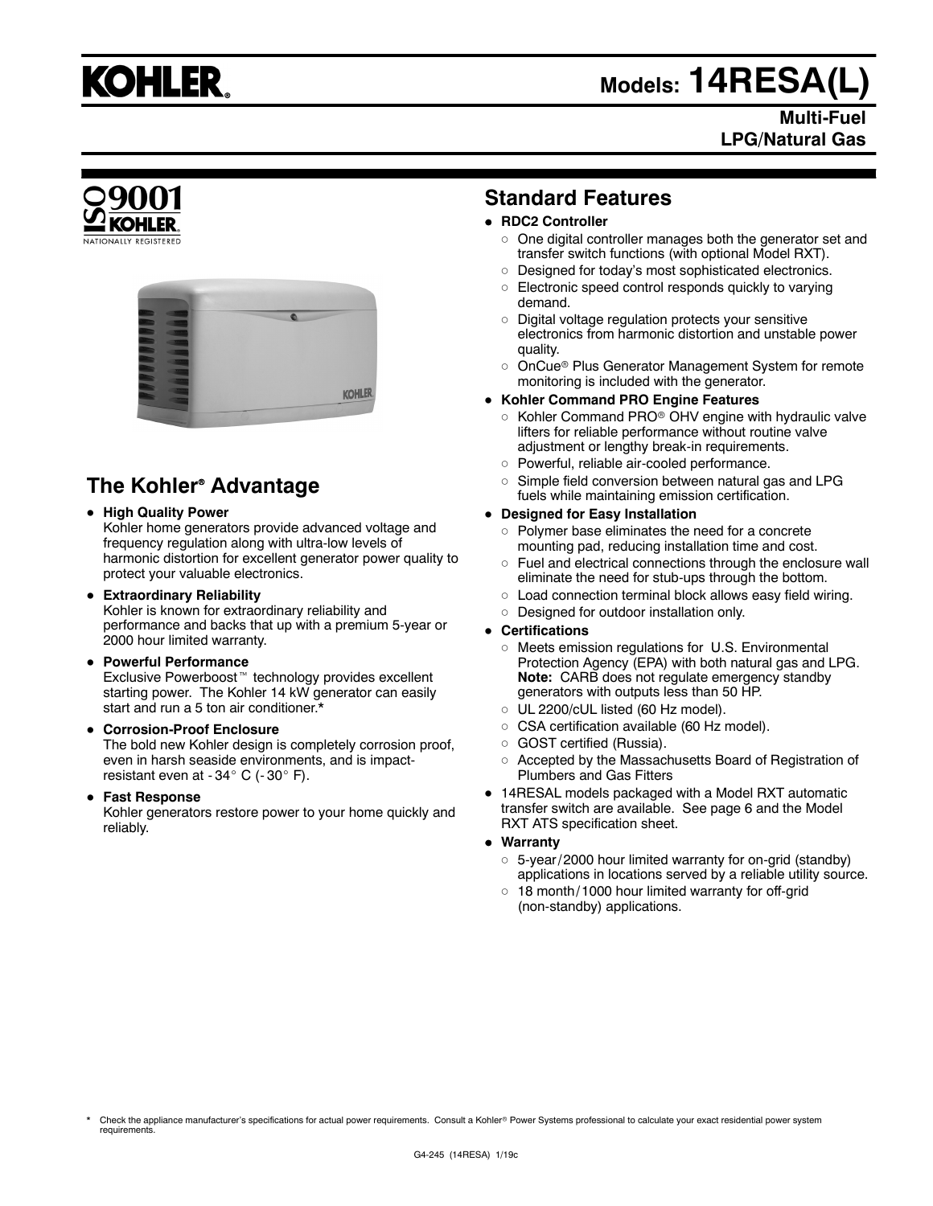# KOHLER.

## Models: 14RESA(L)

**Multi-Fuel**
**LPG/Natural Gas**

ISO 9001 KOHLER. NATIONALLY REGISTERED

## The Kohler® Advantage

- **High Quality Power**
  Kohler home generators provide advanced voltage and frequency regulation along with ultra-low levels of harmonic distortion for excellent generator power quality to protect your valuable electronics.
- **Extraordinary Reliability**
  Kohler is known for extraordinary reliability and performance and backs that up with a premium 5-year or 2000 hour limited warranty.
- **Powerful Performance**
  Exclusive Powerboost™ technology provides excellent starting power. The Kohler 14 kW generator can easily start and run a 5 ton air conditioner.*
- **Corrosion-Proof Enclosure**
  The bold new Kohler design is completely corrosion proof, even in harsh seaside environments, and is impact-resistant even at -34° C (-30° F).
- **Fast Response**
  Kohler generators restore power to your home quickly and reliably.

## Standard Features

- **RDC2 Controller**
  - One digital controller manages both the generator set and transfer switch functions (with optional Model RXT).
  - Designed for today's most sophisticated electronics.
  - Electronic speed control responds quickly to varying demand.
  - Digital voltage regulation protects your sensitive electronics from harmonic distortion and unstable power quality.
  - OnCue® Plus Generator Management System for remote monitoring is included with the generator.
- **Kohler Command PRO Engine Features**
  - Kohler Command PRO® OHV engine with hydraulic valve lifters for reliable performance without routine valve adjustment or lengthy break-in requirements.
  - Powerful, reliable air-cooled performance.
  - Simple field conversion between natural gas and LPG fuels while maintaining emission certification.
- **Designed for Easy Installation**
  - Polymer base eliminates the need for a concrete mounting pad, reducing installation time and cost.
  - Fuel and electrical connections through the enclosure wall eliminate the need for stub-ups through the bottom.
  - Load connection terminal block allows easy field wiring.
  - Designed for outdoor installation only.
- **Certifications**
  - Meets emission regulations for U.S. Environmental Protection Agency (EPA) with both natural gas and LPG. **Note:** CARB does not regulate emergency standby generators with outputs less than 50 HP.
  - UL 2200/cUL listed (60 Hz model).
  - CSA certification available (60 Hz model).
  - GOST certified (Russia).
  - Accepted by the Massachusetts Board of Registration of Plumbers and Gas Fitters
- 14RESAL models packaged with a Model RXT automatic transfer switch are available. See page 6 and the Model RXT ATS specification sheet.
- **Warranty**
  - 5-year/2000 hour limited warranty for on-grid (standby) applications in locations served by a reliable utility source.
  - 18 month/1000 hour limited warranty for off-grid (non-standby) applications.

* Check the appliance manufacturer's specifications for actual power requirements. Consult a Kohler® Power Systems professional to calculate your exact residential power system requirements.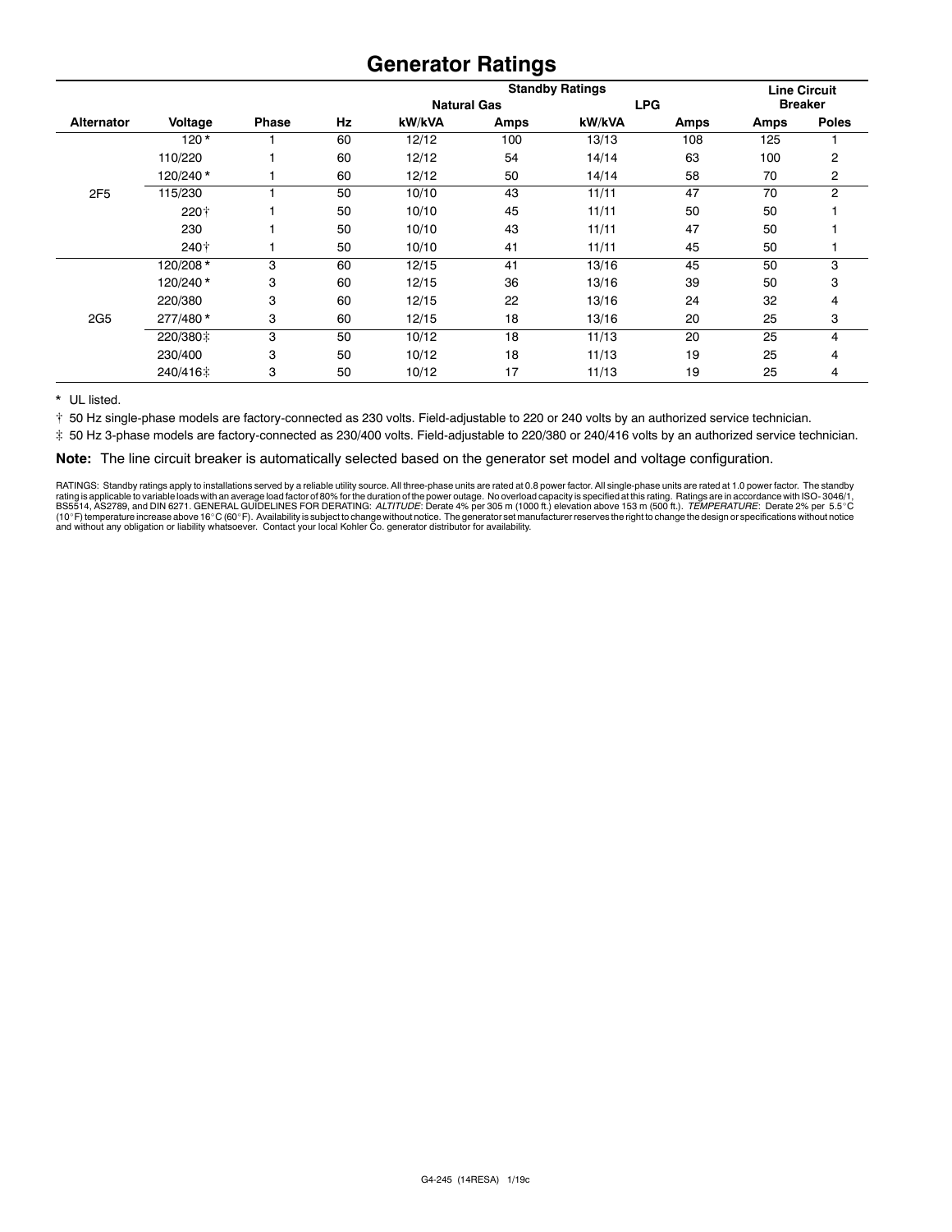# Generator Ratings

| | | | | Standby Ratings | | | | Line Circuit Breaker | |
|---|---|---|---|---|---|---|---|---|---|
| | | | | Natural Gas | | LPG | | | |
| Alternator | Voltage | Phase | Hz | kW/kVA | Amps | kW/kVA | Amps | Amps | Poles |
| 2F5 | 120 * | 1 | 60 | 12/12 | 100 | 13/13 | 108 | 125 | 1 |
| | 110/220 | 1 | 60 | 12/12 | 54 | 14/14 | 63 | 100 | 2 |
| | 120/240 * | 1 | 60 | 12/12 | 50 | 14/14 | 58 | 70 | 2 |
| | 115/230 | 1 | 50 | 10/10 | 43 | 11/11 | 47 | 70 | 2 |
| | 220 † | 1 | 50 | 10/10 | 45 | 11/11 | 50 | 50 | 1 |
| | 230 | 1 | 50 | 10/10 | 43 | 11/11 | 47 | 50 | 1 |
| | 240 † | 1 | 50 | 10/10 | 41 | 11/11 | 45 | 50 | 1 |
| 2G5 | 120/208 * | 3 | 60 | 12/15 | 41 | 13/16 | 45 | 50 | 3 |
| | 120/240 * | 3 | 60 | 12/15 | 36 | 13/16 | 39 | 50 | 3 |
| | 220/380 | 3 | 60 | 12/15 | 22 | 13/16 | 24 | 32 | 4 |
| | 277/480 * | 3 | 60 | 12/15 | 18 | 13/16 | 20 | 25 | 3 |
| | 220/380 ‡ | 3 | 50 | 10/12 | 18 | 11/13 | 20 | 25 | 4 |
| | 230/400 | 3 | 50 | 10/12 | 18 | 11/13 | 19 | 25 | 4 |
| | 240/416 ‡ | 3 | 50 | 10/12 | 17 | 11/13 | 19 | 25 | 4 |

\* UL listed.

† 50 Hz single-phase models are factory-connected as 230 volts. Field-adjustable to 220 or 240 volts by an authorized service technician.

‡ 50 Hz 3-phase models are factory-connected as 230/400 volts. Field-adjustable to 220/380 or 240/416 volts by an authorized service technician.

**Note:** The line circuit breaker is automatically selected based on the generator set model and voltage configuration.

RATINGS: Standby ratings apply to installations served by a reliable utility source. All three-phase units are rated at 0.8 power factor. All single-phase units are rated at 1.0 power factor. The standby rating is applicable to variable loads with an average load factor of 80% for the duration of the power outage. No overload capacity is specified at this rating. Ratings are in accordance with ISO-3046/1, BS5514, AS2789, and DIN 6271. GENERAL GUIDELINES FOR DERATING: *ALTITUDE*: Derate 4% per 305 m (1000 ft.) elevation above 153 m (500 ft.). *TEMPERATURE*: Derate 2% per 5.5°C (10°F) temperature increase above 16°C (60°F). Availability is subject to change without notice. The generator set manufacturer reserves the right to change the design or specifications without notice and without any obligation or liability whatsoever. Contact your local Kohler Co. generator distributor for availability.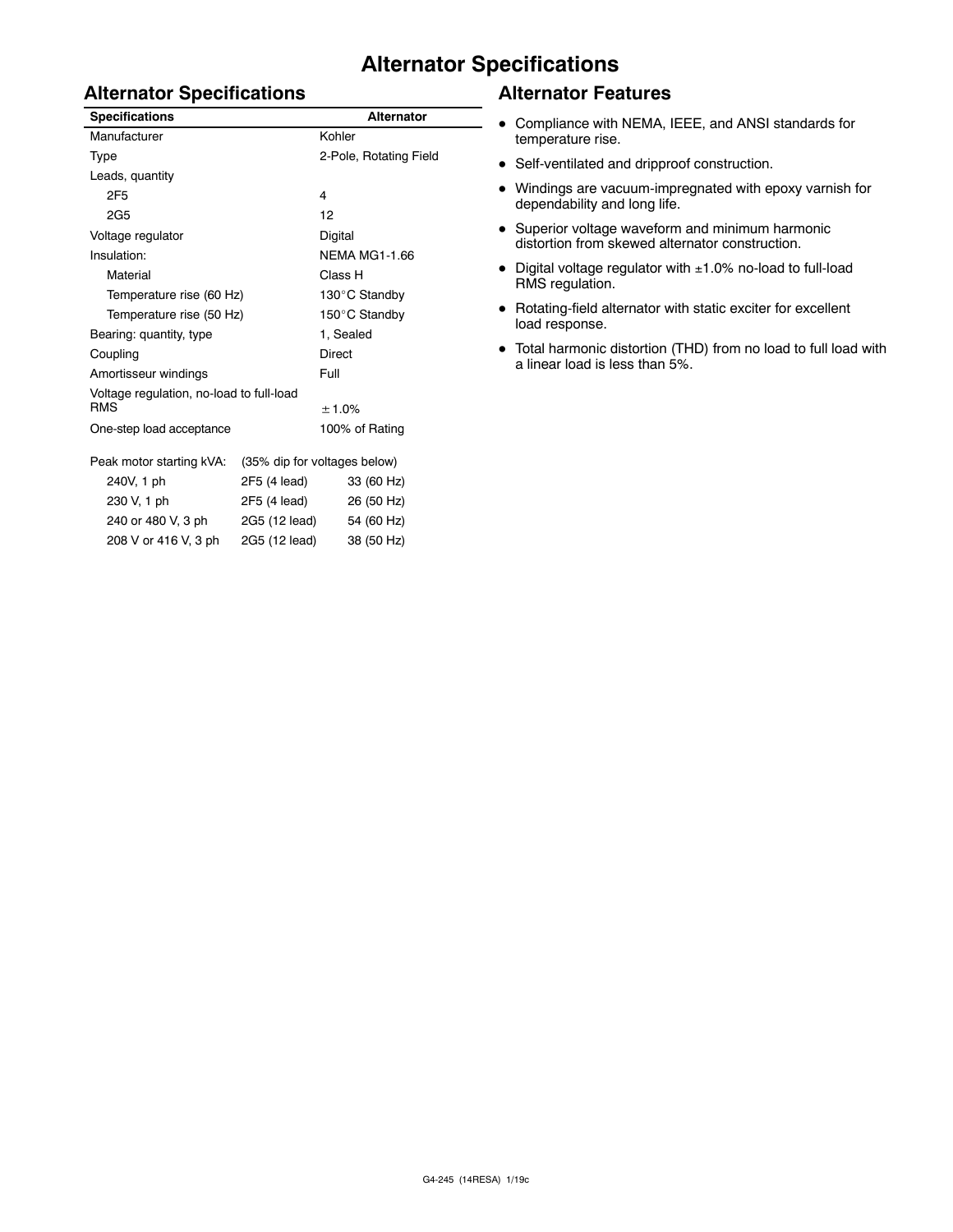# Alternator Specifications

## Alternator Specifications

| Specifications | Alternator |
|---|---|
| Manufacturer | Kohler |
| Type | 2-Pole, Rotating Field |
| Leads, quantity | |
| 2F5 | 4 |
| 2G5 | 12 |
| Voltage regulator | Digital |
| Insulation: | NEMA MG1-1.66 |
| Material | Class H |
| Temperature rise (60 Hz) | 130°C Standby |
| Temperature rise (50 Hz) | 150°C Standby |
| Bearing: quantity, type | 1, Sealed |
| Coupling | Direct |
| Amortisseur windings | Full |
| Voltage regulation, no-load to full-load RMS | ± 1.0% |
| One-step load acceptance | 100% of Rating |

| Peak motor starting kVA: | (35% dip for voltages below) | |
|---|---|---|
| 240V, 1 ph | 2F5 (4 lead) | 33 (60 Hz) |
| 230 V, 1 ph | 2F5 (4 lead) | 26 (50 Hz) |
| 240 or 480 V, 3 ph | 2G5 (12 lead) | 54 (60 Hz) |
| 208 V or 416 V, 3 ph | 2G5 (12 lead) | 38 (50 Hz) |

## Alternator Features

- Compliance with NEMA, IEEE, and ANSI standards for temperature rise.
- Self-ventilated and dripproof construction.
- Windings are vacuum-impregnated with epoxy varnish for dependability and long life.
- Superior voltage waveform and minimum harmonic distortion from skewed alternator construction.
- Digital voltage regulator with ±1.0% no-load to full-load RMS regulation.
- Rotating-field alternator with static exciter for excellent load response.
- Total harmonic distortion (THD) from no load to full load with a linear load is less than 5%.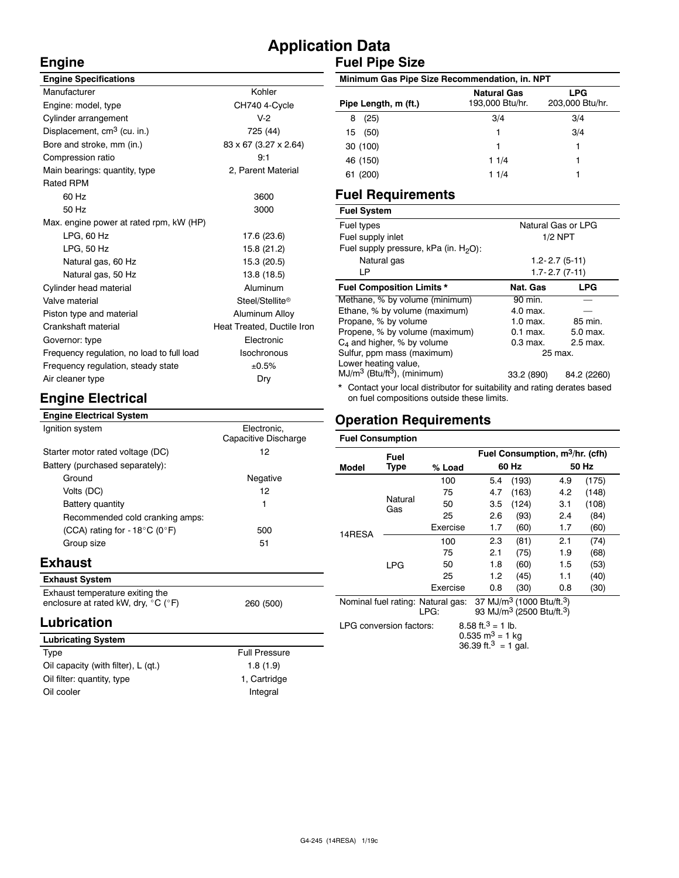# Application Data

## Engine

| Engine Specifications | |
|---|---|
| Manufacturer | Kohler |
| Engine: model, type | CH740 4-Cycle |
| Cylinder arrangement | V-2 |
| Displacement, $cm^3$ (cu. in.) | 725 (44) |
| Bore and stroke, mm (in.) | 83 x 67 (3.27 x 2.64) |
| Compression ratio | 9:1 |
| Main bearings: quantity, type | 2, Parent Material |
| Rated RPM | |
| 60 Hz | 3600 |
| 50 Hz | 3000 |
| Max. engine power at rated rpm, kW (HP) | |
| LPG, 60 Hz | 17.6 (23.6) |
| LPG, 50 Hz | 15.8 (21.2) |
| Natural gas, 60 Hz | 15.3 (20.5) |
| Natural gas, 50 Hz | 13.8 (18.5) |
| Cylinder head material | Aluminum |
| Valve material | Steel/Stellite® |
| Piston type and material | Aluminum Alloy |
| Crankshaft material | Heat Treated, Ductile Iron |
| Governor: type | Electronic |
| Frequency regulation, no load to full load | Isochronous |
| Frequency regulation, steady state | ±0.5% |
| Air cleaner type | Dry |

## Engine Electrical

| Engine Electrical System | |
|---|---|
| Ignition system | Electronic, Capacitive Discharge |
| Starter motor rated voltage (DC) | 12 |
| Battery (purchased separately): | |
| Ground | Negative |
| Volts (DC) | 12 |
| Battery quantity | 1 |
| Recommended cold cranking amps: | |
| (CCA) rating for -18°C (0°F) | 500 |
| Group size | 51 |

## Exhaust

| Exhaust System | |
|---|---|
| Exhaust temperature exiting the enclosure at rated kW, dry, °C (°F) | 260 (500) |

## Lubrication

| Lubricating System | |
|---|---|
| Type | Full Pressure |
| Oil capacity (with filter), L (qt.) | 1.8 (1.9) |
| Oil filter: quantity, type | 1, Cartridge |
| Oil cooler | Integral |

## Fuel Pipe Size

| Minimum Gas Pipe Size Recommendation, in. NPT | | |
|---|---|---|
| Pipe Length, m (ft.) | Natural Gas 193,000 Btu/hr. | LPG 203,000 Btu/hr. |
| 8 (25) | 3/4 | 3/4 |
| 15 (50) | 1 | 3/4 |
| 30 (100) | 1 | 1 |
| 46 (150) | 1 1/4 | 1 |
| 61 (200) | 1 1/4 | 1 |

## Fuel Requirements

| Fuel System | |
|---|---|
| Fuel types | Natural Gas or LPG |
| Fuel supply inlet | 1/2 NPT |
| Fuel supply pressure, kPa (in. $H_2O$): | |
| Natural gas | 1.2- 2.7 (5-11) |
| LP | 1.7- 2.7 (7-11) |

| Fuel Composition Limits * | Nat. Gas | LPG |
|---|---|---|
| Methane, % by volume (minimum) | 90 min. | — |
| Ethane, % by volume (maximum) | 4.0 max. | — |
| Propane, % by volume | 1.0 max. | 85 min. |
| Propene, % by volume (maximum) | 0.1 max. | 5.0 max. |
| $C_4$ and higher, % by volume | 0.3 max. | 2.5 max. |
| Sulfur, ppm mass (maximum) | 25 max. | |
| Lower heating value, $MJ/m^3$ ($Btu/ft^3$), (minimum) | 33.2 (890) | 84.2 (2260) |

* Contact your local distributor for suitability and rating derates based on fuel compositions outside these limits.

## Operation Requirements

| Fuel Consumption | | | | |
|---|---|---|---|---|
| | | | Fuel Consumption, $m^3$/hr. (cfh) | |
| Model | Fuel Type | % Load | 60 Hz | 50 Hz |
| 14RESA | Natural Gas | 100 | 5.4 (193) | 4.9 (175) |
| | | 75 | 4.7 (163) | 4.2 (148) |
| | | 50 | 3.5 (124) | 3.1 (108) |
| | | 25 | 2.6 (93) | 2.4 (84) |
| | | Exercise | 1.7 (60) | 1.7 (60) |
| | LPG | 100 | 2.3 (81) | 2.1 (74) |
| | | 75 | 2.1 (75) | 1.9 (68) |
| | | 50 | 1.8 (60) | 1.5 (53) |
| | | 25 | 1.2 (45) | 1.1 (40) |
| | | Exercise | 0.8 (30) | 0.8 (30) |

Nominal fuel rating: Natural gas: 37 $MJ/m^3$ (1000 $Btu/ft.^3$)
LPG: 93 $MJ/m^3$ (2500 $Btu/ft.^3$)

LPG conversion factors:
8.58 $ft.^3$ = 1 lb.
0.535 $m^3$ = 1 kg
36.39 $ft.^3$ = 1 gal.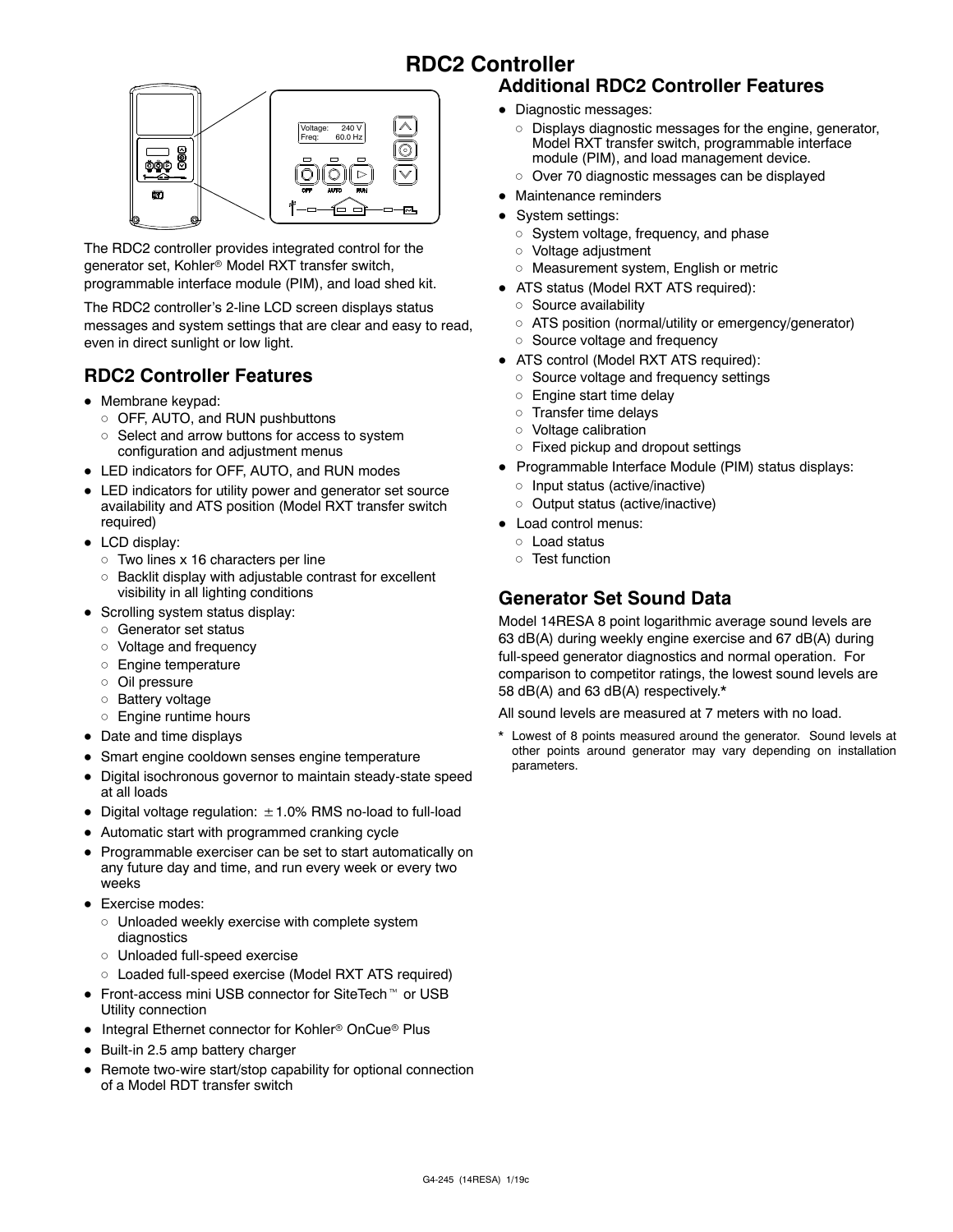# RDC2 Controller

The RDC2 controller provides integrated control for the generator set, Kohler® Model RXT transfer switch, programmable interface module (PIM), and load shed kit.

The RDC2 controller's 2-line LCD screen displays status messages and system settings that are clear and easy to read, even in direct sunlight or low light.

## RDC2 Controller Features

- Membrane keypad:
  - OFF, AUTO, and RUN pushbuttons
  - Select and arrow buttons for access to system configuration and adjustment menus
- LED indicators for OFF, AUTO, and RUN modes
- LED indicators for utility power and generator set source availability and ATS position (Model RXT transfer switch required)
- LCD display:
  - Two lines x 16 characters per line
  - Backlit display with adjustable contrast for excellent visibility in all lighting conditions
- Scrolling system status display:
  - Generator set status
  - Voltage and frequency
  - Engine temperature
  - Oil pressure
  - Battery voltage
  - Engine runtime hours
- Date and time displays
- Smart engine cooldown senses engine temperature
- Digital isochronous governor to maintain steady-state speed at all loads
- Digital voltage regulation: ±1.0% RMS no-load to full-load
- Automatic start with programmed cranking cycle
- Programmable exerciser can be set to start automatically on any future day and time, and run every week or every two weeks
- Exercise modes:
  - Unloaded weekly exercise with complete system diagnostics
  - Unloaded full-speed exercise
  - Loaded full-speed exercise (Model RXT ATS required)
- Front-access mini USB connector for SiteTech™ or USB Utility connection
- Integral Ethernet connector for Kohler® OnCue® Plus
- Built-in 2.5 amp battery charger
- Remote two-wire start/stop capability for optional connection of a Model RDT transfer switch

## Additional RDC2 Controller Features

- Diagnostic messages:
  - Displays diagnostic messages for the engine, generator, Model RXT transfer switch, programmable interface module (PIM), and load management device.
  - Over 70 diagnostic messages can be displayed
- Maintenance reminders
- System settings:
  - System voltage, frequency, and phase
  - Voltage adjustment
  - Measurement system, English or metric
- ATS status (Model RXT ATS required):
  - Source availability
  - ATS position (normal/utility or emergency/generator)
  - Source voltage and frequency
- ATS control (Model RXT ATS required):
  - Source voltage and frequency settings
  - Engine start time delay
  - Transfer time delays
  - Voltage calibration
  - Fixed pickup and dropout settings
- Programmable Interface Module (PIM) status displays:
  - Input status (active/inactive)
  - Output status (active/inactive)
- Load control menus:
  - Load status
  - Test function

## Generator Set Sound Data

Model 14RESA 8 point logarithmic average sound levels are 63 dB(A) during weekly engine exercise and 67 dB(A) during full-speed generator diagnostics and normal operation. For comparison to competitor ratings, the lowest sound levels are 58 dB(A) and 63 dB(A) respectively.*

All sound levels are measured at 7 meters with no load.

\* Lowest of 8 points measured around the generator. Sound levels at other points around generator may vary depending on installation parameters.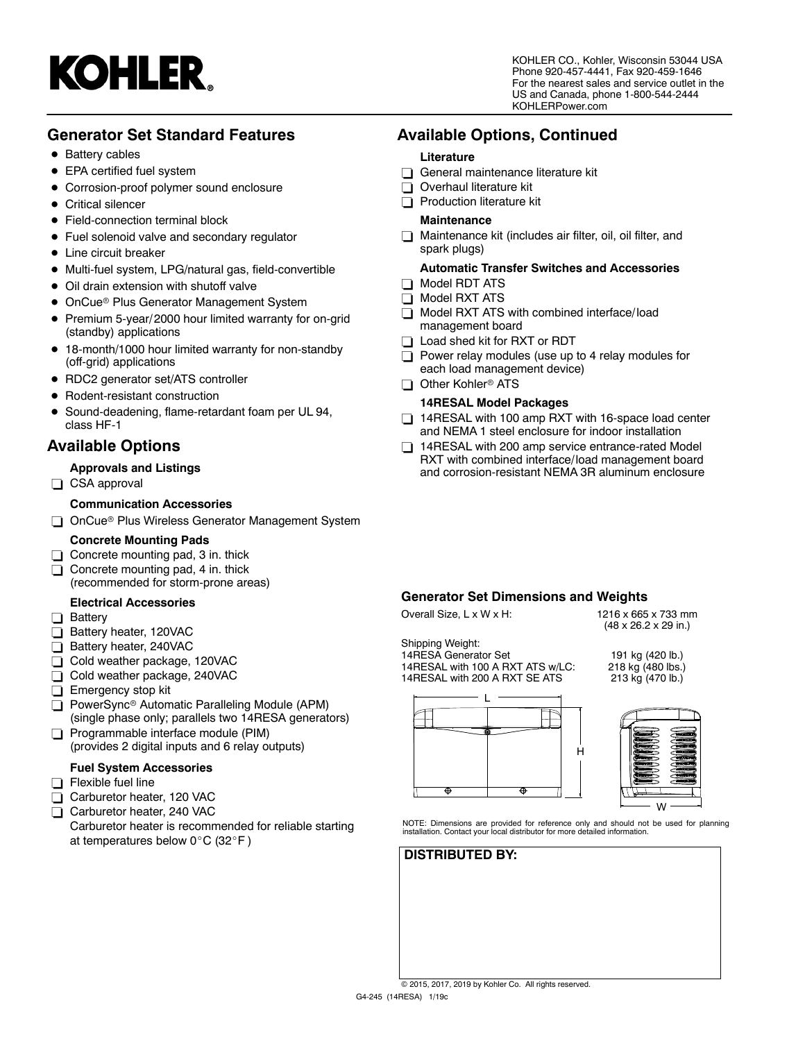KOHLER CO., Kohler, Wisconsin 53044 USA
Phone 920-457-4441, Fax 920-459-1646
For the nearest sales and service outlet in the US and Canada, phone 1-800-544-2444
KOHLERPower.com

## Generator Set Standard Features

- Battery cables
- EPA certified fuel system
- Corrosion-proof polymer sound enclosure
- Critical silencer
- Field-connection terminal block
- Fuel solenoid valve and secondary regulator
- Line circuit breaker
- Multi-fuel system, LPG/natural gas, field-convertible
- Oil drain extension with shutoff valve
- OnCue® Plus Generator Management System
- Premium 5-year/2000 hour limited warranty for on-grid (standby) applications
- 18-month/1000 hour limited warranty for non-standby (off-grid) applications
- RDC2 generator set/ATS controller
- Rodent-resistant construction
- Sound-deadening, flame-retardant foam per UL 94, class HF-1

## Available Options

### Approvals and Listings

- ☐ CSA approval

### Communication Accessories

- ☐ OnCue® Plus Wireless Generator Management System

### Concrete Mounting Pads

- ☐ Concrete mounting pad, 3 in. thick
- ☐ Concrete mounting pad, 4 in. thick (recommended for storm-prone areas)

### Electrical Accessories

- ☐ Battery
- ☐ Battery heater, 120VAC
- ☐ Battery heater, 240VAC
- ☐ Cold weather package, 120VAC
- ☐ Cold weather package, 240VAC
- ☐ Emergency stop kit
- ☐ PowerSync® Automatic Paralleling Module (APM) (single phase only; parallels two 14RESA generators)
- ☐ Programmable interface module (PIM) (provides 2 digital inputs and 6 relay outputs)

### Fuel System Accessories

- ☐ Flexible fuel line
- ☐ Carburetor heater, 120 VAC
- ☐ Carburetor heater, 240 VAC

Carburetor heater is recommended for reliable starting at temperatures below 0°C (32°F)

## Available Options, Continued

### Literature

- ☐ General maintenance literature kit
- ☐ Overhaul literature kit
- ☐ Production literature kit

### Maintenance

- ☐ Maintenance kit (includes air filter, oil, oil filter, and spark plugs)

### Automatic Transfer Switches and Accessories

- ☐ Model RDT ATS
- ☐ Model RXT ATS
- ☐ Model RXT ATS with combined interface/load management board
- ☐ Load shed kit for RXT or RDT
- ☐ Power relay modules (use up to 4 relay modules for each load management device)
- ☐ Other Kohler® ATS

### 14RESAL Model Packages

- ☐ 14RESAL with 100 amp RXT with 16-space load center and NEMA 1 steel enclosure for indoor installation
- ☐ 14RESAL with 200 amp service entrance-rated Model RXT with combined interface/load management board and corrosion-resistant NEMA 3R aluminum enclosure

## Generator Set Dimensions and Weights

| | |
|---|---|
| Overall Size, L x W x H: | 1216 x 665 x 733 mm (48 x 26.2 x 29 in.) |
| Shipping Weight: | |
| 14RESA Generator Set | 191 kg (420 lb.) |
| 14RESAL with 100 A RXT ATS w/LC: | 218 kg (480 lbs.) |
| 14RESAL with 200 A RXT SE ATS | 213 kg (470 lbs.) |

L
H
W

NOTE: Dimensions are provided for reference only and should not be used for planning installation. Contact your local distributor for more detailed information.

**DISTRIBUTED BY:**

© 2015, 2017, 2019 by Kohler Co. All rights reserved.

G4-245 (14RESA) 1/19c